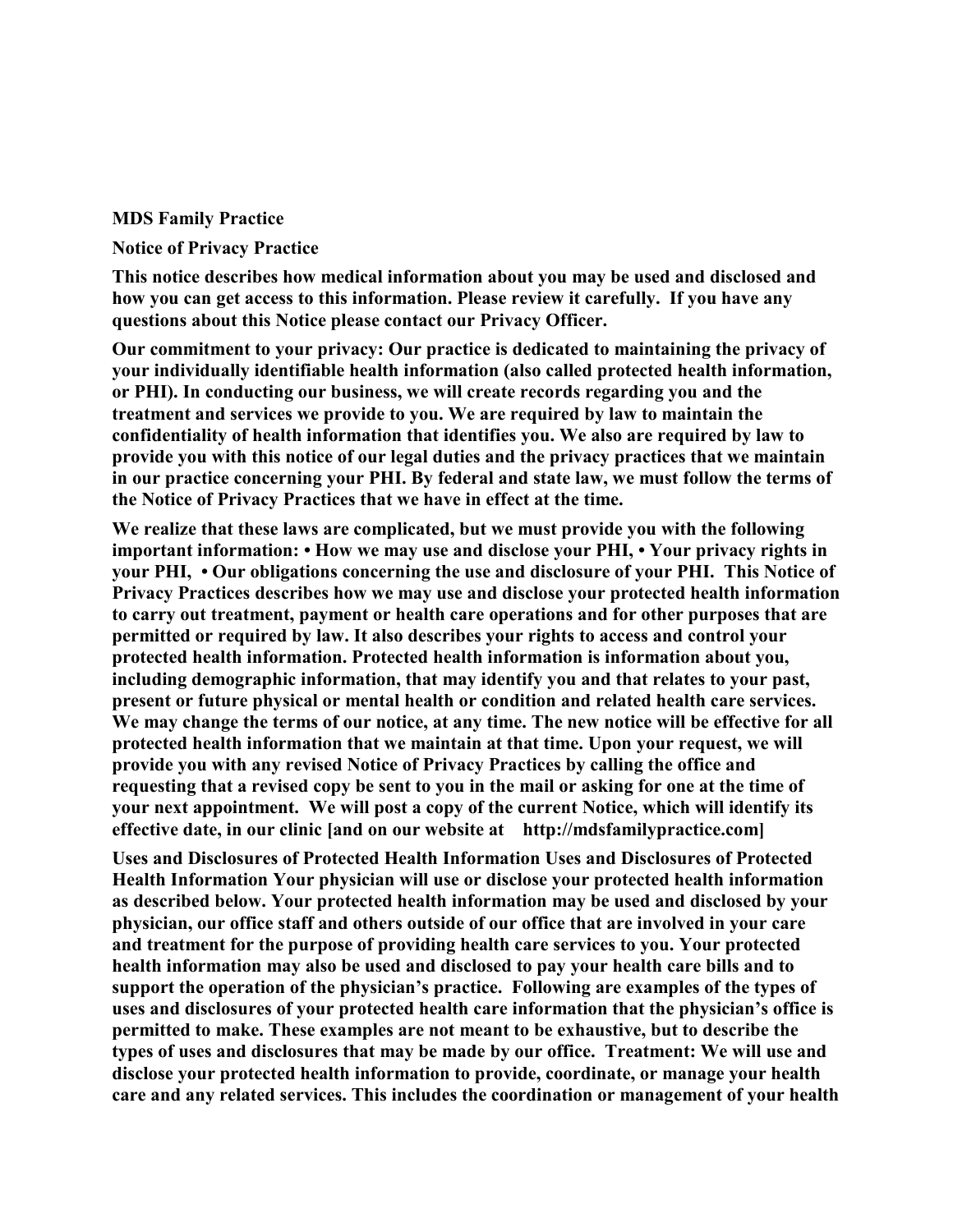**MDS Family Practice**

**Notice of Privacy Practice**

**This notice describes how medical information about you may be used and disclosed and how you can get access to this information. Please review it carefully. If you have any questions about this Notice please contact our Privacy Officer.**

**Our commitment to your privacy: Our practice is dedicated to maintaining the privacy of your individually identifiable health information (also called protected health information, or PHI). In conducting our business, we will create records regarding you and the treatment and services we provide to you. We are required by law to maintain the confidentiality of health information that identifies you. We also are required by law to provide you with this notice of our legal duties and the privacy practices that we maintain in our practice concerning your PHI. By federal and state law, we must follow the terms of the Notice of Privacy Practices that we have in effect at the time.**

**We realize that these laws are complicated, but we must provide you with the following important information: • How we may use and disclose your PHI, • Your privacy rights in your PHI, • Our obligations concerning the use and disclosure of your PHI. This Notice of Privacy Practices describes how we may use and disclose your protected health information to carry out treatment, payment or health care operations and for other purposes that are permitted or required by law. It also describes your rights to access and control your protected health information. Protected health information is information about you, including demographic information, that may identify you and that relates to your past, present or future physical or mental health or condition and related health care services. We may change the terms of our notice, at any time. The new notice will be effective for all protected health information that we maintain at that time. Upon your request, we will provide you with any revised Notice of Privacy Practices by calling the office and requesting that a revised copy be sent to you in the mail or asking for one at the time of your next appointment. We will post a copy of the current Notice, which will identify its effective date, in our clinic [and on our website at http://mdsfamilypractice.com]**

**Uses and Disclosures of Protected Health Information Uses and Disclosures of Protected Health Information Your physician will use or disclose your protected health information as described below. Your protected health information may be used and disclosed by your physician, our office staff and others outside of our office that are involved in your care and treatment for the purpose of providing health care services to you. Your protected health information may also be used and disclosed to pay your health care bills and to support the operation of the physician's practice. Following are examples of the types of uses and disclosures of your protected health care information that the physician's office is permitted to make. These examples are not meant to be exhaustive, but to describe the types of uses and disclosures that may be made by our office. Treatment: We will use and disclose your protected health information to provide, coordinate, or manage your health care and any related services. This includes the coordination or management of your health**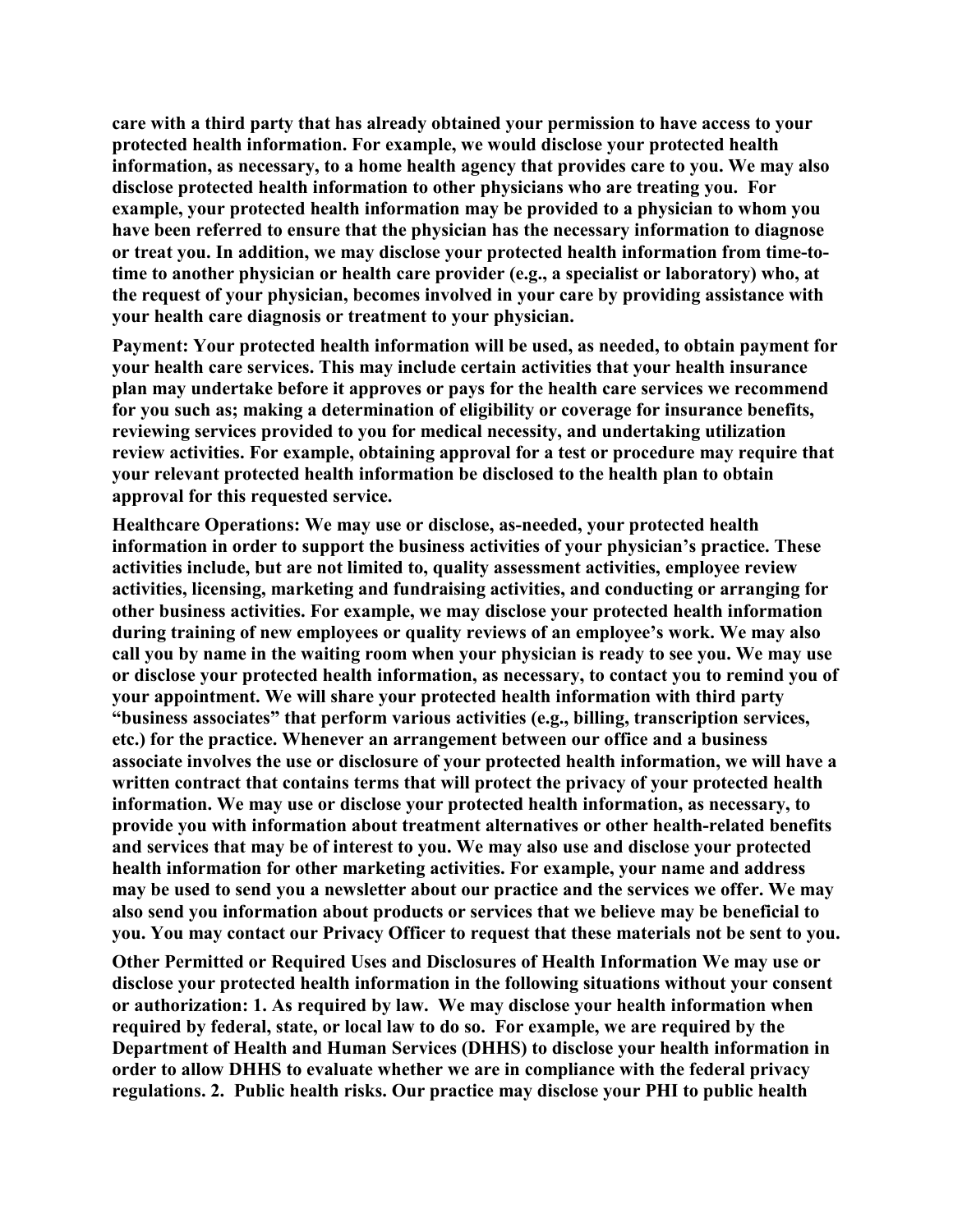**care with a third party that has already obtained your permission to have access to your protected health information. For example, we would disclose your protected health information, as necessary, to a home health agency that provides care to you. We may also disclose protected health information to other physicians who are treating you. For example, your protected health information may be provided to a physician to whom you have been referred to ensure that the physician has the necessary information to diagnose or treat you. In addition, we may disclose your protected health information from time-to-time to another physician or health care provider (e.g., a specialist or laboratory) who, at the request of your physician, becomes involved in your care by providing assistance with your health care diagnosis or treatment to your physician.**

**Payment: Your protected health information will be used, as needed, to obtain payment for your health care services. This may include certain activities that your health insurance plan may undertake before it approves or pays for the health care services we recommend for you such as; making a determination of eligibility or coverage for insurance benefits, reviewing services provided to you for medical necessity, and undertaking utilization review activities. For example, obtaining approval for a test or procedure may require that your relevant protected health information be disclosed to the health plan to obtain approval for this requested service.**

**Healthcare Operations: We may use or disclose, as-needed, your protected health information in order to support the business activities of your physician's practice. These activities include, but are not limited to, quality assessment activities, employee review activities, licensing, marketing and fundraising activities, and conducting or arranging for other business activities. For example, we may disclose your protected health information during training of new employees or quality reviews of an employee's work. We may also call you by name in the waiting room when your physician is ready to see you. We may use or disclose your protected health information, as necessary, to contact you to remind you of your appointment. We will share your protected health information with third party "business associates" that perform various activities (e.g., billing, transcription services, etc.) for the practice. Whenever an arrangement between our office and a business associate involves the use or disclosure of your protected health information, we will have a written contract that contains terms that will protect the privacy of your protected health information. We may use or disclose your protected health information, as necessary, to provide you with information about treatment alternatives or other health-related benefits and services that may be of interest to you. We may also use and disclose your protected health information for other marketing activities. For example, your name and address may be used to send you a newsletter about our practice and the services we offer. We may also send you information about products or services that we believe may be beneficial to you. You may contact our Privacy Officer to request that these materials not be sent to you.**

**Other Permitted or Required Uses and Disclosures of Health Information We may use or disclose your protected health information in the following situations without your consent or authorization: 1. As required by law. We may disclose your health information when required by federal, state, or local law to do so. For example, we are required by the Department of Health and Human Services (DHHS) to disclose your health information in order to allow DHHS to evaluate whether we are in compliance with the federal privacy regulations. 2. Public health risks. Our practice may disclose your PHI to public health**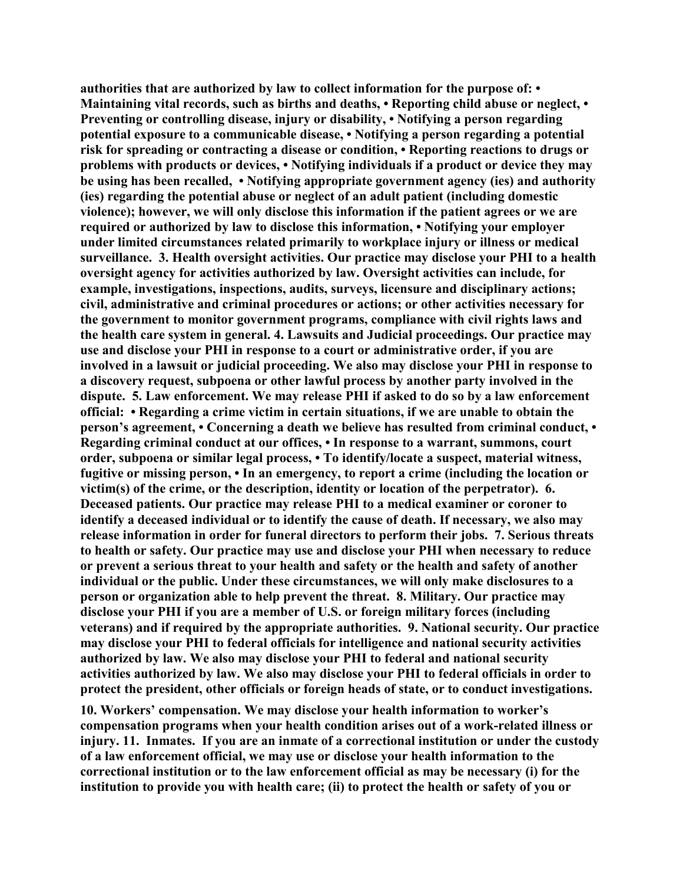**authorities that are authorized by law to collect information for the purpose of: • Maintaining vital records, such as births and deaths, • Reporting child abuse or neglect, • Preventing or controlling disease, injury or disability, • Notifying a person regarding potential exposure to a communicable disease, • Notifying a person regarding a potential risk for spreading or contracting a disease or condition, • Reporting reactions to drugs or problems with products or devices, • Notifying individuals if a product or device they may be using has been recalled, • Notifying appropriate government agency (ies) and authority (ies) regarding the potential abuse or neglect of an adult patient (including domestic violence); however, we will only disclose this information if the patient agrees or we are required or authorized by law to disclose this information, • Notifying your employer under limited circumstances related primarily to workplace injury or illness or medical surveillance. 3. Health oversight activities. Our practice may disclose your PHI to a health oversight agency for activities authorized by law. Oversight activities can include, for example, investigations, inspections, audits, surveys, licensure and disciplinary actions; civil, administrative and criminal procedures or actions; or other activities necessary for the government to monitor government programs, compliance with civil rights laws and the health care system in general. 4. Lawsuits and Judicial proceedings. Our practice may use and disclose your PHI in response to a court or administrative order, if you are involved in a lawsuit or judicial proceeding. We also may disclose your PHI in response to a discovery request, subpoena or other lawful process by another party involved in the dispute. 5. Law enforcement. We may release PHI if asked to do so by a law enforcement official: • Regarding a crime victim in certain situations, if we are unable to obtain the person's agreement, • Concerning a death we believe has resulted from criminal conduct, • Regarding criminal conduct at our offices, • In response to a warrant, summons, court order, subpoena or similar legal process, • To identify/locate a suspect, material witness, fugitive or missing person, • In an emergency, to report a crime (including the location or victim(s) of the crime, or the description, identity or location of the perpetrator). 6. Deceased patients. Our practice may release PHI to a medical examiner or coroner to identify a deceased individual or to identify the cause of death. If necessary, we also may release information in order for funeral directors to perform their jobs. 7. Serious threats to health or safety. Our practice may use and disclose your PHI when necessary to reduce or prevent a serious threat to your health and safety or the health and safety of another individual or the public. Under these circumstances, we will only make disclosures to a person or organization able to help prevent the threat. 8. Military. Our practice may disclose your PHI if you are a member of U.S. or foreign military forces (including veterans) and if required by the appropriate authorities. 9. National security. Our practice may disclose your PHI to federal officials for intelligence and national security activities authorized by law. We also may disclose your PHI to federal and national security activities authorized by law. We also may disclose your PHI to federal officials in order to protect the president, other officials or foreign heads of state, or to conduct investigations.**

**10. Workers' compensation. We may disclose your health information to worker's compensation programs when your health condition arises out of a work-related illness or injury. 11. Inmates. If you are an inmate of a correctional institution or under the custody of a law enforcement official, we may use or disclose your health information to the correctional institution or to the law enforcement official as may be necessary (i) for the institution to provide you with health care; (ii) to protect the health or safety of you or**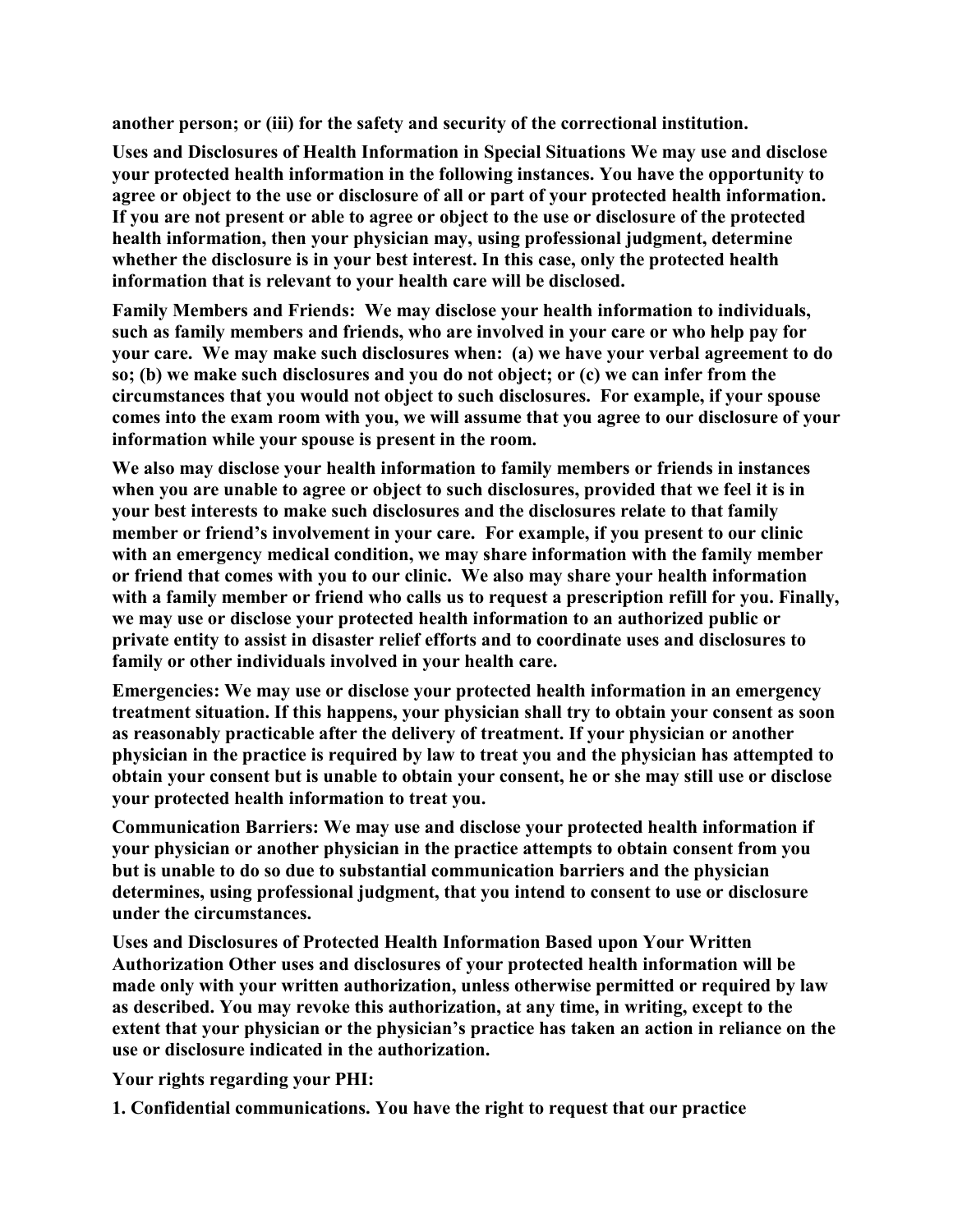**another person; or (iii) for the safety and security of the correctional institution.**

**Uses and Disclosures of Health Information in Special Situations We may use and disclose your protected health information in the following instances. You have the opportunity to agree or object to the use or disclosure of all or part of your protected health information. If you are not present or able to agree or object to the use or disclosure of the protected health information, then your physician may, using professional judgment, determine whether the disclosure is in your best interest. In this case, only the protected health information that is relevant to your health care will be disclosed.**

**Family Members and Friends: We may disclose your health information to individuals, such as family members and friends, who are involved in your care or who help pay for your care. We may make such disclosures when: (a) we have your verbal agreement to do so; (b) we make such disclosures and you do not object; or (c) we can infer from the circumstances that you would not object to such disclosures. For example, if your spouse comes into the exam room with you, we will assume that you agree to our disclosure of your information while your spouse is present in the room.**

**We also may disclose your health information to family members or friends in instances when you are unable to agree or object to such disclosures, provided that we feel it is in your best interests to make such disclosures and the disclosures relate to that family member or friend's involvement in your care. For example, if you present to our clinic with an emergency medical condition, we may share information with the family member or friend that comes with you to our clinic. We also may share your health information with a family member or friend who calls us to request a prescription refill for you. Finally, we may use or disclose your protected health information to an authorized public or private entity to assist in disaster relief efforts and to coordinate uses and disclosures to family or other individuals involved in your health care.**

**Emergencies: We may use or disclose your protected health information in an emergency treatment situation. If this happens, your physician shall try to obtain your consent as soon as reasonably practicable after the delivery of treatment. If your physician or another physician in the practice is required by law to treat you and the physician has attempted to obtain your consent but is unable to obtain your consent, he or she may still use or disclose your protected health information to treat you.**

**Communication Barriers: We may use and disclose your protected health information if your physician or another physician in the practice attempts to obtain consent from you but is unable to do so due to substantial communication barriers and the physician determines, using professional judgment, that you intend to consent to use or disclosure under the circumstances.**

**Uses and Disclosures of Protected Health Information Based upon Your Written Authorization Other uses and disclosures of your protected health information will be made only with your written authorization, unless otherwise permitted or required by law as described. You may revoke this authorization, at any time, in writing, except to the extent that your physician or the physician's practice has taken an action in reliance on the use or disclosure indicated in the authorization.**

**Your rights regarding your PHI:**

**1. Confidential communications. You have the right to request that our practice**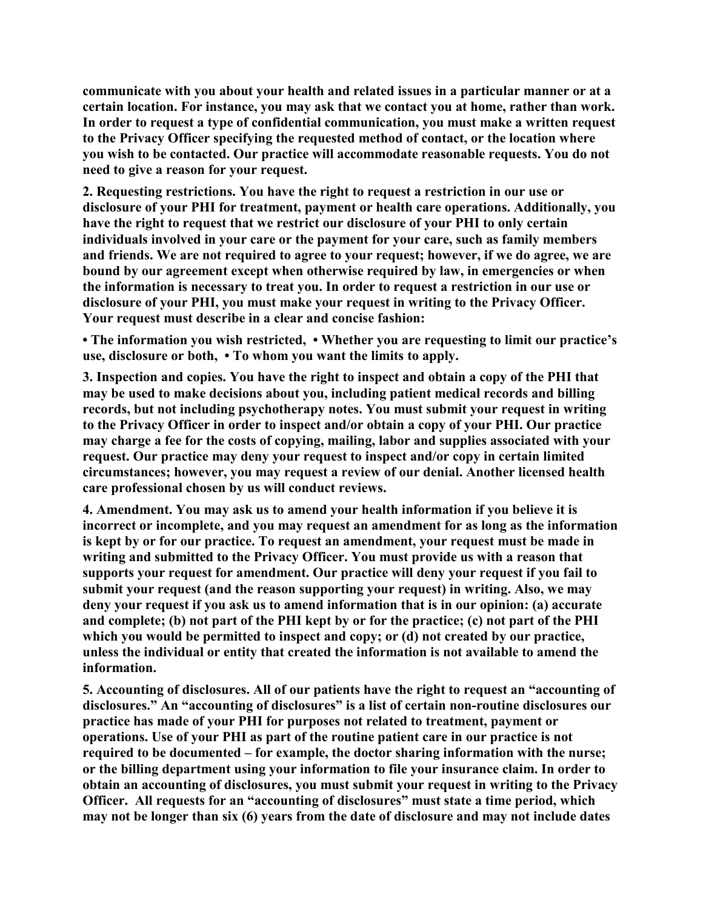**communicate with you about your health and related issues in a particular manner or at a certain location. For instance, you may ask that we contact you at home, rather than work. In order to request a type of confidential communication, you must make a written request to the Privacy Officer specifying the requested method of contact, or the location where you wish to be contacted. Our practice will accommodate reasonable requests. You do not need to give a reason for your request.**

**2. Requesting restrictions. You have the right to request a restriction in our use or disclosure of your PHI for treatment, payment or health care operations. Additionally, you have the right to request that we restrict our disclosure of your PHI to only certain individuals involved in your care or the payment for your care, such as family members and friends. We are not required to agree to your request; however, if we do agree, we are bound by our agreement except when otherwise required by law, in emergencies or when the information is necessary to treat you. In order to request a restriction in our use or disclosure of your PHI, you must make your request in writing to the Privacy Officer. Your request must describe in a clear and concise fashion:**

**• The information you wish restricted, • Whether you are requesting to limit our practice's use, disclosure or both, • To whom you want the limits to apply.**

**3. Inspection and copies. You have the right to inspect and obtain a copy of the PHI that may be used to make decisions about you, including patient medical records and billing records, but not including psychotherapy notes. You must submit your request in writing to the Privacy Officer in order to inspect and/or obtain a copy of your PHI. Our practice may charge a fee for the costs of copying, mailing, labor and supplies associated with your request. Our practice may deny your request to inspect and/or copy in certain limited circumstances; however, you may request a review of our denial. Another licensed health care professional chosen by us will conduct reviews.**

**4. Amendment. You may ask us to amend your health information if you believe it is incorrect or incomplete, and you may request an amendment for as long as the information is kept by or for our practice. To request an amendment, your request must be made in writing and submitted to the Privacy Officer. You must provide us with a reason that supports your request for amendment. Our practice will deny your request if you fail to submit your request (and the reason supporting your request) in writing. Also, we may deny your request if you ask us to amend information that is in our opinion: (a) accurate and complete; (b) not part of the PHI kept by or for the practice; (c) not part of the PHI which you would be permitted to inspect and copy; or (d) not created by our practice, unless the individual or entity that created the information is not available to amend the information.**

**5. Accounting of disclosures. All of our patients have the right to request an "accounting of disclosures." An "accounting of disclosures" is a list of certain non-routine disclosures our practice has made of your PHI for purposes not related to treatment, payment or operations. Use of your PHI as part of the routine patient care in our practice is not required to be documented – for example, the doctor sharing information with the nurse; or the billing department using your information to file your insurance claim. In order to obtain an accounting of disclosures, you must submit your request in writing to the Privacy Officer. All requests for an "accounting of disclosures" must state a time period, which may not be longer than six (6) years from the date of disclosure and may not include dates**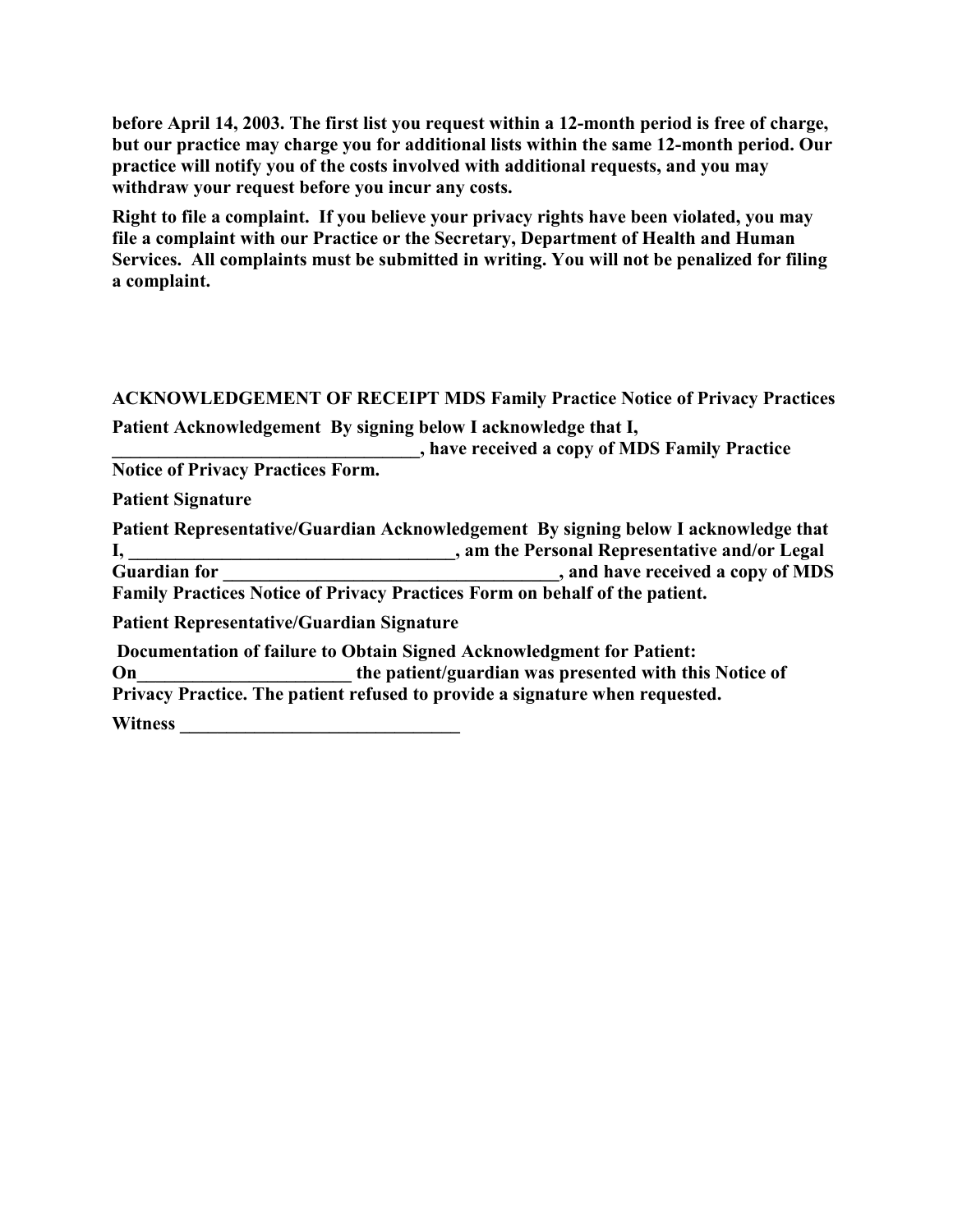**before April 14, 2003. The first list you request within a 12-month period is free of charge, but our practice may charge you for additional lists within the same 12-month period. Our practice will notify you of the costs involved with additional requests, and you may withdraw your request before you incur any costs.**

**Right to file a complaint. If you believe your privacy rights have been violated, you may file a complaint with our Practice or the Secretary, Department of Health and Human Services. All complaints must be submitted in writing. You will not be penalized for filing a complaint.**

**ACKNOWLEDGEMENT OF RECEIPT MDS Family Practice Notice of Privacy Practices**

**Patient Acknowledgement By signing below I acknowledge that I, _________________________________, have received a copy of MDS Family Practice Notice of Privacy Practices Form.**

**Patient Signature**

**Patient Representative/Guardian Acknowledgement By signing below I acknowledge that I, ___________________________________, am the Personal Representative and/or Legal Guardian for ____________________________________, and have received a copy of MDS Family Practices Notice of Privacy Practices Form on behalf of the patient.**

**Patient Representative/Guardian Signature**

**Documentation of failure to Obtain Signed Acknowledgment for Patient: On_______________________ the patient/guardian was presented with this Notice of Privacy Practice. The patient refused to provide a signature when requested.**

**Witness ______________________________**